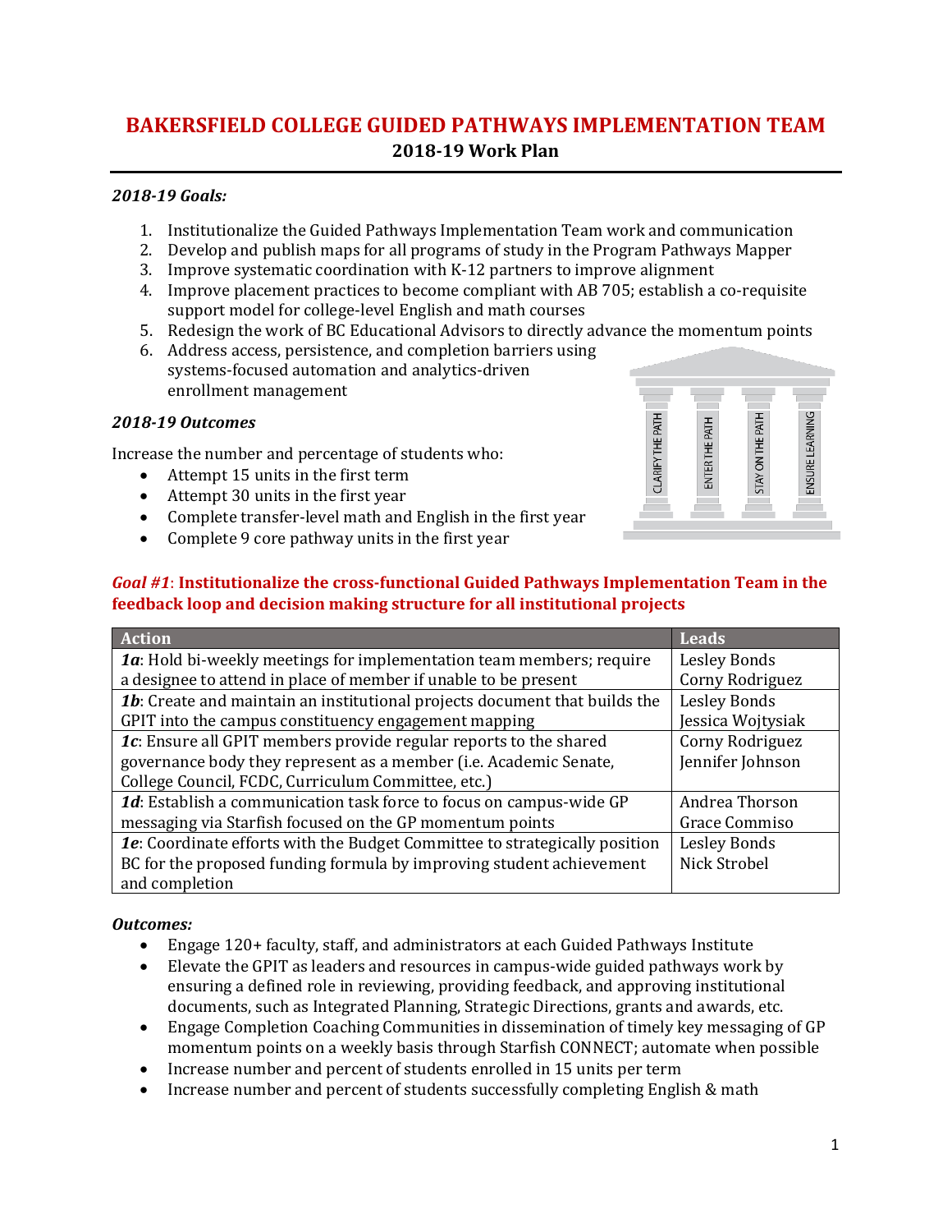# BAKERSFIELD COLLEGE GUIDED PATHWAYS IMPLEMENTATION TEAM

## 2018-19 Work Plan

***2018-19 Goals:***

1. Institutionalize the Guided Pathways Implementation Team work and communication
2. Develop and publish maps for all programs of study in the Program Pathways Mapper
3. Improve systematic coordination with K-12 partners to improve alignment
4. Improve placement practices to become compliant with AB 705; establish a co-requisite support model for college-level English and math courses
5. Redesign the work of BC Educational Advisors to directly advance the momentum points
6. Address access, persistence, and completion barriers using systems-focused automation and analytics-driven enrollment management

***2018-19 Outcomes***

Increase the number and percentage of students who:

- Attempt 15 units in the first term
- Attempt 30 units in the first year
- Complete transfer-level math and English in the first year
- Complete 9 core pathway units in the first year

CLARIFY THE PATH | ENTER THE PATH | STAY ON THE PATH | ENSURE LEARNING

### *Goal #1*: Institutionalize the cross-functional Guided Pathways Implementation Team in the feedback loop and decision making structure for all institutional projects

| Action | Leads |
|---|---|
| ***1a***: Hold bi-weekly meetings for implementation team members; require a designee to attend in place of member if unable to be present | Lesley Bonds<br>Corny Rodriguez |
| ***1b***: Create and maintain an institutional projects document that builds the GPIT into the campus constituency engagement mapping | Lesley Bonds<br>Jessica Wojtysiak |
| ***1c***: Ensure all GPIT members provide regular reports to the shared governance body they represent as a member (i.e. Academic Senate, College Council, FCDC, Curriculum Committee, etc.) | Corny Rodriguez<br>Jennifer Johnson |
| ***1d***: Establish a communication task force to focus on campus-wide GP messaging via Starfish focused on the GP momentum points | Andrea Thorson<br>Grace Commiso |
| ***1e***: Coordinate efforts with the Budget Committee to strategically position BC for the proposed funding formula by improving student achievement and completion | Lesley Bonds<br>Nick Strobel |

***Outcomes:***

- Engage 120+ faculty, staff, and administrators at each Guided Pathways Institute
- Elevate the GPIT as leaders and resources in campus-wide guided pathways work by ensuring a defined role in reviewing, providing feedback, and approving institutional documents, such as Integrated Planning, Strategic Directions, grants and awards, etc.
- Engage Completion Coaching Communities in dissemination of timely key messaging of GP momentum points on a weekly basis through Starfish CONNECT; automate when possible
- Increase number and percent of students enrolled in 15 units per term
- Increase number and percent of students successfully completing English & math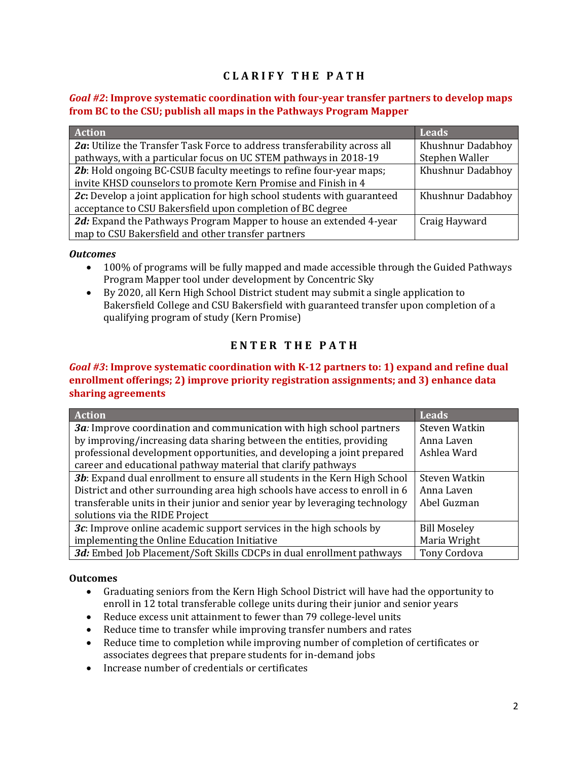## CLARIFY THE PATH

### *Goal #2*: Improve systematic coordination with four-year transfer partners to develop maps from BC to the CSU; publish all maps in the Pathways Program Mapper

| Action | Leads |
|---|---|
| ***2a*:** Utilize the Transfer Task Force to address transferability across all pathways, with a particular focus on UC STEM pathways in 2018-19 | Khushnur Dadabhoy<br>Stephen Waller |
| ***2b***: Hold ongoing BC-CSUB faculty meetings to refine four-year maps; invite KHSD counselors to promote Kern Promise and Finish in 4 | Khushnur Dadabhoy |
| ***2c*:** Develop a joint application for high school students with guaranteed acceptance to CSU Bakersfield upon completion of BC degree | Khushnur Dadabhoy |
| ***2d:*** Expand the Pathways Program Mapper to house an extended 4-year map to CSU Bakersfield and other transfer partners | Craig Hayward |

***Outcomes***

- 100% of programs will be fully mapped and made accessible through the Guided Pathways Program Mapper tool under development by Concentric Sky
- By 2020, all Kern High School District student may submit a single application to Bakersfield College and CSU Bakersfield with guaranteed transfer upon completion of a qualifying program of study (Kern Promise)

## ENTER THE PATH

### *Goal #3*: Improve systematic coordination with K-12 partners to: 1) expand and refine dual enrollment offerings; 2) improve priority registration assignments; and 3) enhance data sharing agreements

| Action | Leads |
|---|---|
| ***3a****:* Improve coordination and communication with high school partners by improving/increasing data sharing between the entities, providing professional development opportunities, and developing a joint prepared career and educational pathway material that clarify pathways | Steven Watkin<br>Anna Laven<br>Ashlea Ward |
| ***3b***: Expand dual enrollment to ensure all students in the Kern High School District and other surrounding area high schools have access to enroll in 6 transferable units in their junior and senior year by leveraging technology solutions via the RIDE Project | Steven Watkin<br>Anna Laven<br>Abel Guzman |
| ***3c***: Improve online academic support services in the high schools by implementing the Online Education Initiative | Bill Moseley<br>Maria Wright |
| ***3d:*** Embed Job Placement/Soft Skills CDCPs in dual enrollment pathways | Tony Cordova |

**Outcomes**

- Graduating seniors from the Kern High School District will have had the opportunity to enroll in 12 total transferable college units during their junior and senior years
- Reduce excess unit attainment to fewer than 79 college-level units
- Reduce time to transfer while improving transfer numbers and rates
- Reduce time to completion while improving number of completion of certificates or associates degrees that prepare students for in-demand jobs
- Increase number of credentials or certificates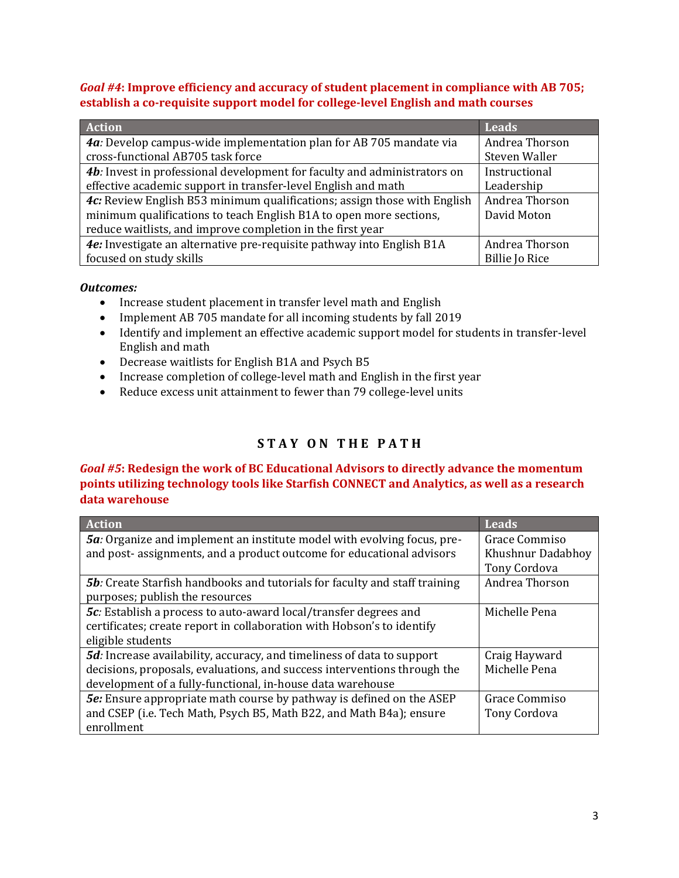***Goal #4*: Improve efficiency and accuracy of student placement in compliance with AB 705; establish a co-requisite support model for college-level English and math courses**

| Action | Leads |
|---|---|
| ***4a**:* Develop campus-wide implementation plan for AB 705 mandate via cross-functional AB705 task force | Andrea Thorson<br>Steven Waller |
| ***4b**:* Invest in professional development for faculty and administrators on effective academic support in transfer-level English and math | Instructional Leadership |
| ***4c:*** Review English B53 minimum qualifications; assign those with English minimum qualifications to teach English B1A to open more sections, reduce waitlists, and improve completion in the first year | Andrea Thorson<br>David Moton |
| ***4e:*** Investigate an alternative pre-requisite pathway into English B1A focused on study skills | Andrea Thorson<br>Billie Jo Rice |

***Outcomes:***

- Increase student placement in transfer level math and English
- Implement AB 705 mandate for all incoming students by fall 2019
- Identify and implement an effective academic support model for students in transfer-level English and math
- Decrease waitlists for English B1A and Psych B5
- Increase completion of college-level math and English in the first year
- Reduce excess unit attainment to fewer than 79 college-level units

## STAY ON THE PATH

***Goal #5*: Redesign the work of BC Educational Advisors to directly advance the momentum points utilizing technology tools like Starfish CONNECT and Analytics, as well as a research data warehouse**

| Action | Leads |
|---|---|
| ***5a**:* Organize and implement an institute model with evolving focus, pre- and post- assignments, and a product outcome for educational advisors | Grace Commiso<br>Khushnur Dadabhoy<br>Tony Cordova |
| ***5b**:* Create Starfish handbooks and tutorials for faculty and staff training purposes; publish the resources | Andrea Thorson |
| ***5c**:* Establish a process to auto-award local/transfer degrees and certificates; create report in collaboration with Hobson's to identify eligible students | Michelle Pena |
| ***5d**:* Increase availability, accuracy, and timeliness of data to support decisions, proposals, evaluations, and success interventions through the development of a fully-functional, in-house data warehouse | Craig Hayward<br>Michelle Pena |
| ***5e:*** Ensure appropriate math course by pathway is defined on the ASEP and CSEP (i.e. Tech Math, Psych B5, Math B22, and Math B4a); ensure enrollment | Grace Commiso<br>Tony Cordova |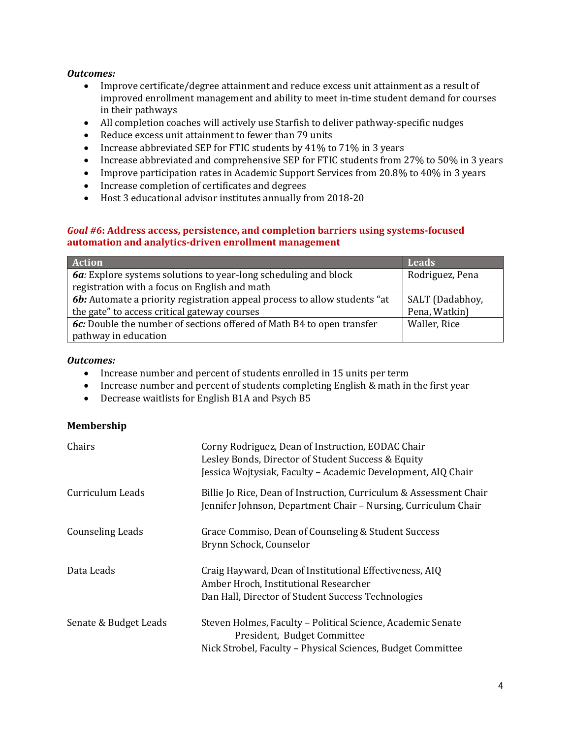***Outcomes:***

- Improve certificate/degree attainment and reduce excess unit attainment as a result of improved enrollment management and ability to meet in-time student demand for courses in their pathways
- All completion coaches will actively use Starfish to deliver pathway-specific nudges
- Reduce excess unit attainment to fewer than 79 units
- Increase abbreviated SEP for FTIC students by 41% to 71% in 3 years
- Increase abbreviated and comprehensive SEP for FTIC students from 27% to 50% in 3 years
- Improve participation rates in Academic Support Services from 20.8% to 40% in 3 years
- Increase completion of certificates and degrees
- Host 3 educational advisor institutes annually from 2018-20

### *Goal #6*: Address access, persistence, and completion barriers using systems-focused automation and analytics-driven enrollment management

| Action | Leads |
|---|---|
| ***6a**:* Explore systems solutions to year-long scheduling and block registration with a focus on English and math | Rodriguez, Pena |
| ***6b:*** Automate a priority registration appeal process to allow students "at the gate" to access critical gateway courses | SALT (Dadabhoy, Pena, Watkin) |
| ***6c:*** Double the number of sections offered of Math B4 to open transfer pathway in education | Waller, Rice |

***Outcomes:***

- Increase number and percent of students enrolled in 15 units per term
- Increase number and percent of students completing English & math in the first year
- Decrease waitlists for English B1A and Psych B5

**Membership**

| | |
|---|---|
| Chairs | Corny Rodriguez, Dean of Instruction, EODAC Chair<br>Lesley Bonds, Director of Student Success & Equity<br>Jessica Wojtysiak, Faculty – Academic Development, AIQ Chair |
| Curriculum Leads | Billie Jo Rice, Dean of Instruction, Curriculum & Assessment Chair<br>Jennifer Johnson, Department Chair – Nursing, Curriculum Chair |
| Counseling Leads | Grace Commiso, Dean of Counseling & Student Success<br>Brynn Schock, Counselor |
| Data Leads | Craig Hayward, Dean of Institutional Effectiveness, AIQ<br>Amber Hroch, Institutional Researcher<br>Dan Hall, Director of Student Success Technologies |
| Senate & Budget Leads | Steven Holmes, Faculty – Political Science, Academic Senate President, Budget Committee<br>Nick Strobel, Faculty – Physical Sciences, Budget Committee |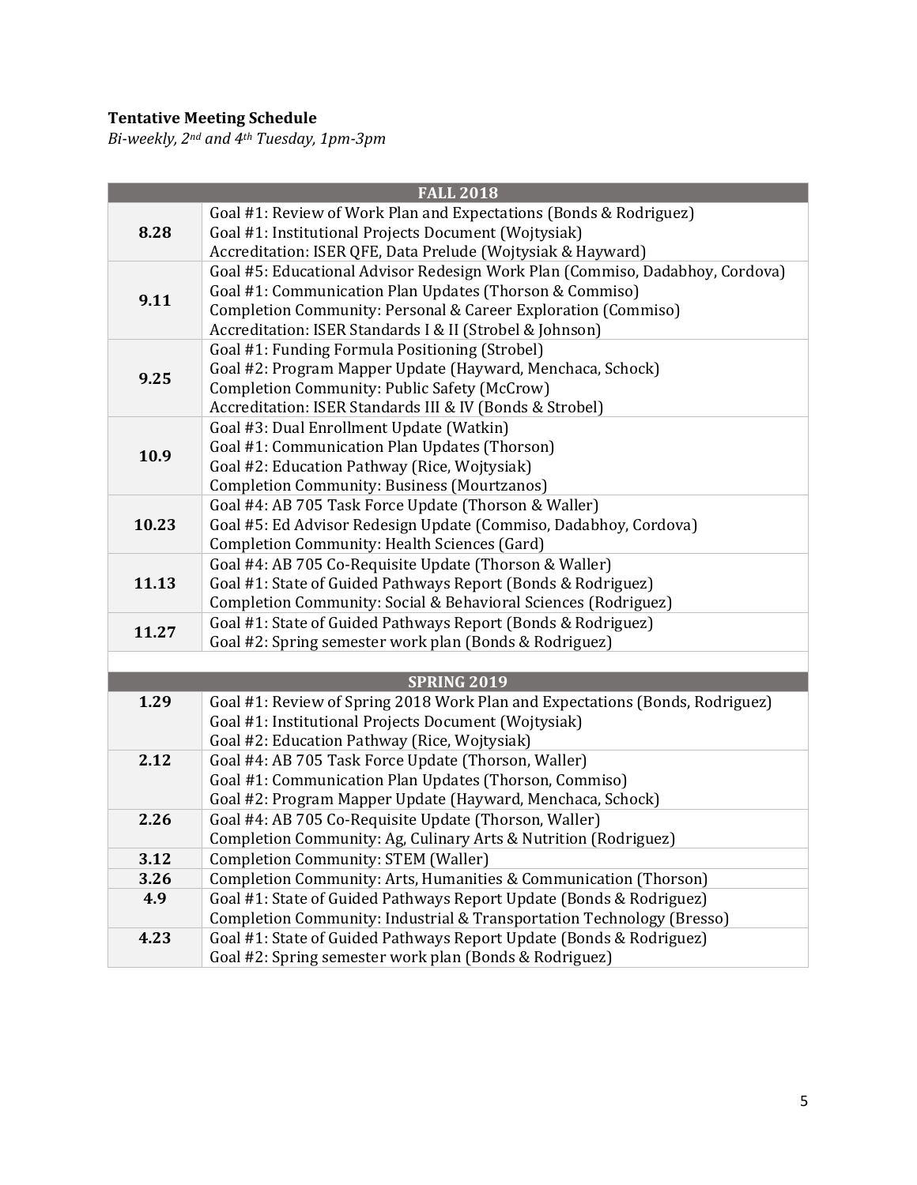**Tentative Meeting Schedule**

*Bi-weekly, 2nd and 4th Tuesday, 1pm-3pm*

| | |
|---|---|
| **FALL 2018** | |
| **8.28** | Goal #1: Review of Work Plan and Expectations (Bonds & Rodriguez)<br>Goal #1: Institutional Projects Document (Wojtysiak)<br>Accreditation: ISER QFE, Data Prelude (Wojtysiak & Hayward) |
| **9.11** | Goal #5: Educational Advisor Redesign Work Plan (Commiso, Dadabhoy, Cordova)<br>Goal #1: Communication Plan Updates (Thorson & Commiso)<br>Completion Community: Personal & Career Exploration (Commiso)<br>Accreditation: ISER Standards I & II (Strobel & Johnson) |
| **9.25** | Goal #1: Funding Formula Positioning (Strobel)<br>Goal #2: Program Mapper Update (Hayward, Menchaca, Schock)<br>Completion Community: Public Safety (McCrow)<br>Accreditation: ISER Standards III & IV (Bonds & Strobel) |
| **10.9** | Goal #3: Dual Enrollment Update (Watkin)<br>Goal #1: Communication Plan Updates (Thorson)<br>Goal #2: Education Pathway (Rice, Wojtysiak)<br>Completion Community: Business (Mourtzanos) |
| **10.23** | Goal #4: AB 705 Task Force Update (Thorson & Waller)<br>Goal #5: Ed Advisor Redesign Update (Commiso, Dadabhoy, Cordova)<br>Completion Community: Health Sciences (Gard) |
| **11.13** | Goal #4: AB 705 Co-Requisite Update (Thorson & Waller)<br>Goal #1: State of Guided Pathways Report (Bonds & Rodriguez)<br>Completion Community: Social & Behavioral Sciences (Rodriguez) |
| **11.27** | Goal #1: State of Guided Pathways Report (Bonds & Rodriguez)<br>Goal #2: Spring semester work plan (Bonds & Rodriguez) |
| | |
| **SPRING 2019** | |
| **1.29** | Goal #1: Review of Spring 2018 Work Plan and Expectations (Bonds, Rodriguez)<br>Goal #1: Institutional Projects Document (Wojtysiak)<br>Goal #2: Education Pathway (Rice, Wojtysiak) |
| **2.12** | Goal #4: AB 705 Task Force Update (Thorson, Waller)<br>Goal #1: Communication Plan Updates (Thorson, Commiso)<br>Goal #2: Program Mapper Update (Hayward, Menchaca, Schock) |
| **2.26** | Goal #4: AB 705 Co-Requisite Update (Thorson, Waller)<br>Completion Community: Ag, Culinary Arts & Nutrition (Rodriguez) |
| **3.12** | Completion Community: STEM (Waller) |
| **3.26** | Completion Community: Arts, Humanities & Communication (Thorson) |
| **4.9** | Goal #1: State of Guided Pathways Report Update (Bonds & Rodriguez)<br>Completion Community: Industrial & Transportation Technology (Bresso) |
| **4.23** | Goal #1: State of Guided Pathways Report Update (Bonds & Rodriguez)<br>Goal #2: Spring semester work plan (Bonds & Rodriguez) |